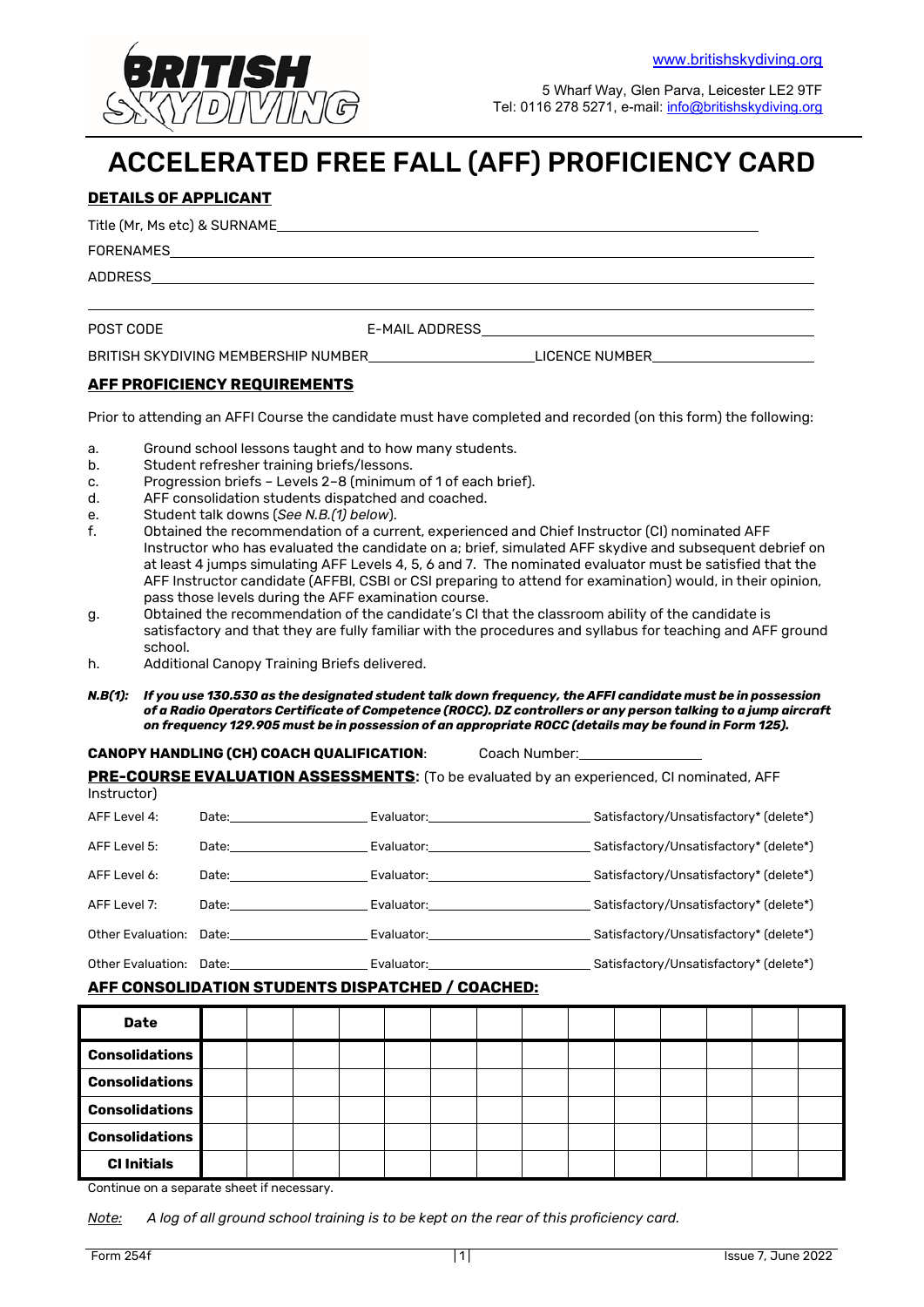www.britishskydiving.org

5 Wharf Way, Glen Parva, Leicester LE2 9TF
Tel: 0116 278 5271, e-mail: info@britishskydiving.org

# ACCELERATED FREE FALL (AFF) PROFICIENCY CARD

## DETAILS OF APPLICANT

Title (Mr, Ms etc) & SURNAME\_\_\_\_\_\_\_\_\_\_\_\_\_\_\_\_\_\_\_\_\_\_\_\_\_\_\_\_\_\_\_\_\_\_\_\_\_\_\_\_

FORENAMES\_\_\_\_\_\_\_\_\_\_\_\_\_\_\_\_\_\_\_\_\_\_\_\_\_\_\_\_\_\_\_\_\_\_\_\_\_\_\_\_

ADDRESS\_\_\_\_\_\_\_\_\_\_\_\_\_\_\_\_\_\_\_\_\_\_\_\_\_\_\_\_\_\_\_\_\_\_\_\_\_\_\_\_

POST CODE E-MAIL ADDRESS\_\_\_\_\_\_\_\_\_\_\_\_\_\_\_\_\_\_\_\_

BRITISH SKYDIVING MEMBERSHIP NUMBER\_\_\_\_\_\_\_\_\_\_\_\_ LICENCE NUMBER\_\_\_\_\_\_\_\_\_\_\_\_

## AFF PROFICIENCY REQUIREMENTS

Prior to attending an AFFI Course the candidate must have completed and recorded (on this form) the following:

a. Ground school lessons taught and to how many students.
b. Student refresher training briefs/lessons.
c. Progression briefs – Levels 2–8 (minimum of 1 of each brief).
d. AFF consolidation students dispatched and coached.
e. Student talk downs (*See N.B.(1) below*).
f. Obtained the recommendation of a current, experienced and Chief Instructor (CI) nominated AFF Instructor who has evaluated the candidate on a; brief, simulated AFF skydive and subsequent debrief on at least 4 jumps simulating AFF Levels 4, 5, 6 and 7. The nominated evaluator must be satisfied that the AFF Instructor candidate (AFFBI, CSBI or CSI preparing to attend for examination) would, in their opinion, pass those levels during the AFF examination course.
g. Obtained the recommendation of the candidate's CI that the classroom ability of the candidate is satisfactory and that they are fully familiar with the procedures and syllabus for teaching and AFF ground school.
h. Additional Canopy Training Briefs delivered.

***N.B(1): If you use 130.530 as the designated student talk down frequency, the AFFI candidate must be in possession of a Radio Operators Certificate of Competence (ROCC). DZ controllers or any person talking to a jump aircraft on frequency 129.905 must be in possession of an appropriate ROCC (details may be found in Form 125).***

**CANOPY HANDLING (CH) COACH QUALIFICATION**: Coach Number:\_\_\_\_\_\_\_\_\_\_\_\_

**PRE-COURSE EVALUATION ASSESSMENTS:** (To be evaluated by an experienced, CI nominated, AFF Instructor)

| | | | |
|---|---|---|---|
| AFF Level 4: | Date: | Evaluator: | Satisfactory/Unsatisfactory* (delete*) |
| AFF Level 5: | Date: | Evaluator: | Satisfactory/Unsatisfactory* (delete*) |
| AFF Level 6: | Date: | Evaluator: | Satisfactory/Unsatisfactory* (delete*) |
| AFF Level 7: | Date: | Evaluator: | Satisfactory/Unsatisfactory* (delete*) |
| Other Evaluation: | Date: | Evaluator: | Satisfactory/Unsatisfactory* (delete*) |
| Other Evaluation: | Date: | Evaluator: | Satisfactory/Unsatisfactory* (delete*) |

## AFF CONSOLIDATION STUDENTS DISPATCHED / COACHED:

| **Date** | | | | | | | | | | | | | | |
|---|---|---|---|---|---|---|---|---|---|---|---|---|---|---|
| **Consolidations** | | | | | | | | | | | | | | |
| **Consolidations** | | | | | | | | | | | | | | |
| **Consolidations** | | | | | | | | | | | | | | |
| **Consolidations** | | | | | | | | | | | | | | |
| **CI Initials** | | | | | | | | | | | | | | |

Continue on a separate sheet if necessary.

*Note: A log of all ground school training is to be kept on the rear of this proficiency card.*

Form 254f Issue 7, June 2022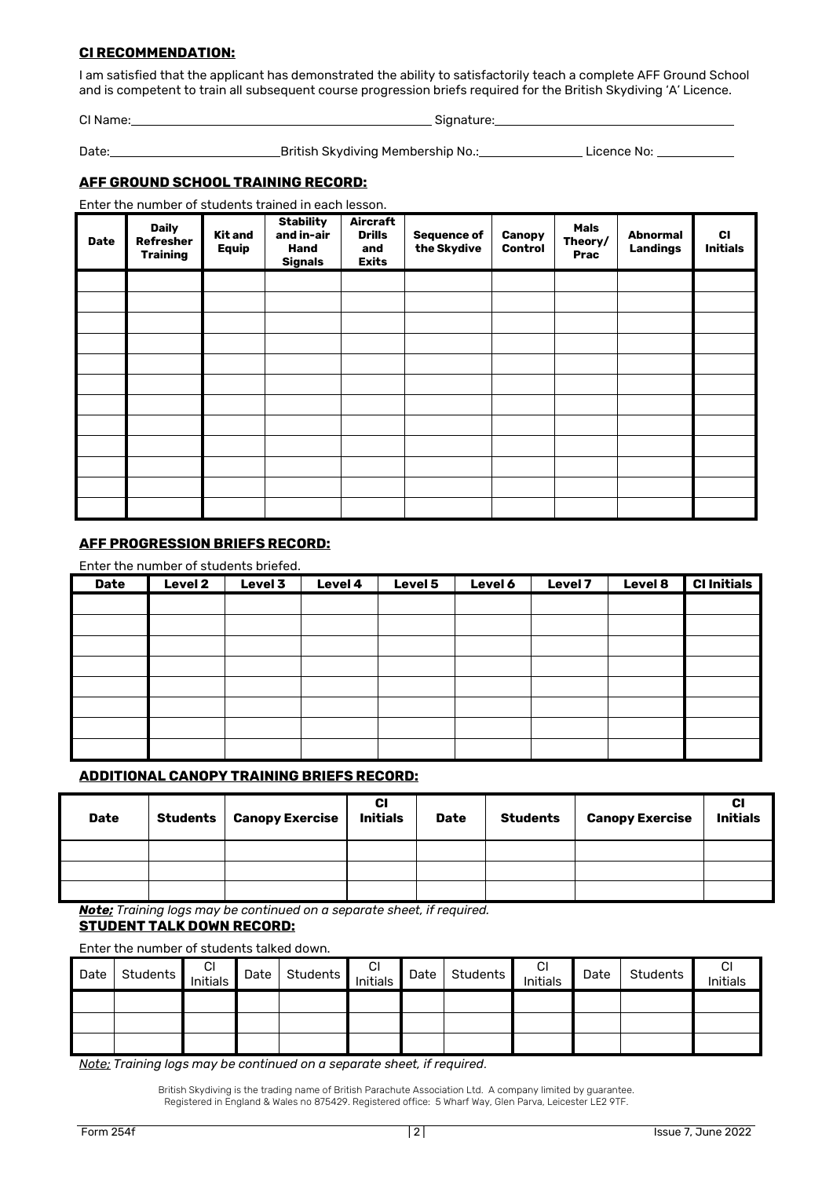**CI RECOMMENDATION:**

I am satisfied that the applicant has demonstrated the ability to satisfactorily teach a complete AFF Ground School and is competent to train all subsequent course progression briefs required for the British Skydiving 'A' Licence.

CI Name:\_\_\_\_\_\_\_\_\_\_\_\_\_\_\_\_\_\_\_\_\_\_\_\_\_\_\_\_\_\_\_\_\_\_ Signature:\_\_\_\_\_\_\_\_\_\_\_\_\_\_\_\_\_\_\_\_\_\_\_\_\_\_\_\_

Date:\_\_\_\_\_\_\_\_\_\_\_\_\_\_\_\_\_\_\_\_British Skydiving Membership No.:\_\_\_\_\_\_\_\_\_\_\_\_ Licence No: \_\_\_\_\_\_\_\_\_

**AFF GROUND SCHOOL TRAINING RECORD:**

Enter the number of students trained in each lesson.

| Date | Daily Refresher Training | Kit and Equip | Stability and in-air Hand Signals | Aircraft Drills and Exits | Sequence of the Skydive | Canopy Control | Mals Theory/ Prac | Abnormal Landings | CI Initials |
|---|---|---|---|---|---|---|---|---|---|
| | | | | | | | | | |
| | | | | | | | | | |
| | | | | | | | | | |
| | | | | | | | | | |
| | | | | | | | | | |
| | | | | | | | | | |
| | | | | | | | | | |
| | | | | | | | | | |
| | | | | | | | | | |
| | | | | | | | | | |
| | | | | | | | | | |
| | | | | | | | | | |

**AFF PROGRESSION BRIEFS RECORD:**

Enter the number of students briefed.

| Date | Level 2 | Level 3 | Level 4 | Level 5 | Level 6 | Level 7 | Level 8 | CI Initials |
|---|---|---|---|---|---|---|---|---|
| | | | | | | | | |
| | | | | | | | | |
| | | | | | | | | |
| | | | | | | | | |
| | | | | | | | | |
| | | | | | | | | |
| | | | | | | | | |
| | | | | | | | | |

**ADDITIONAL CANOPY TRAINING BRIEFS RECORD:**

| Date | Students | Canopy Exercise | CI Initials | Date | Students | Canopy Exercise | CI Initials |
|---|---|---|---|---|---|---|---|
| | | | | | | | |
| | | | | | | | |
| | | | | | | | |

***Note:*** *Training logs may be continued on a separate sheet, if required.*

**STUDENT TALK DOWN RECORD:**

Enter the number of students talked down.

| Date | Students | CI Initials | Date | Students | CI Initials | Date | Students | CI Initials | Date | Students | CI Initials |
|---|---|---|---|---|---|---|---|---|---|---|---|
| | | | | | | | | | | | |
| | | | | | | | | | | | |
| | | | | | | | | | | | |

*Note; Training logs may be continued on a separate sheet, if required.*

British Skydiving is the trading name of British Parachute Association Ltd. A company limited by guarantee.
Registered in England & Wales no 875429. Registered office: 5 Wharf Way, Glen Parva, Leicester LE2 9TF.

Form 254f Issue 7, June 2022